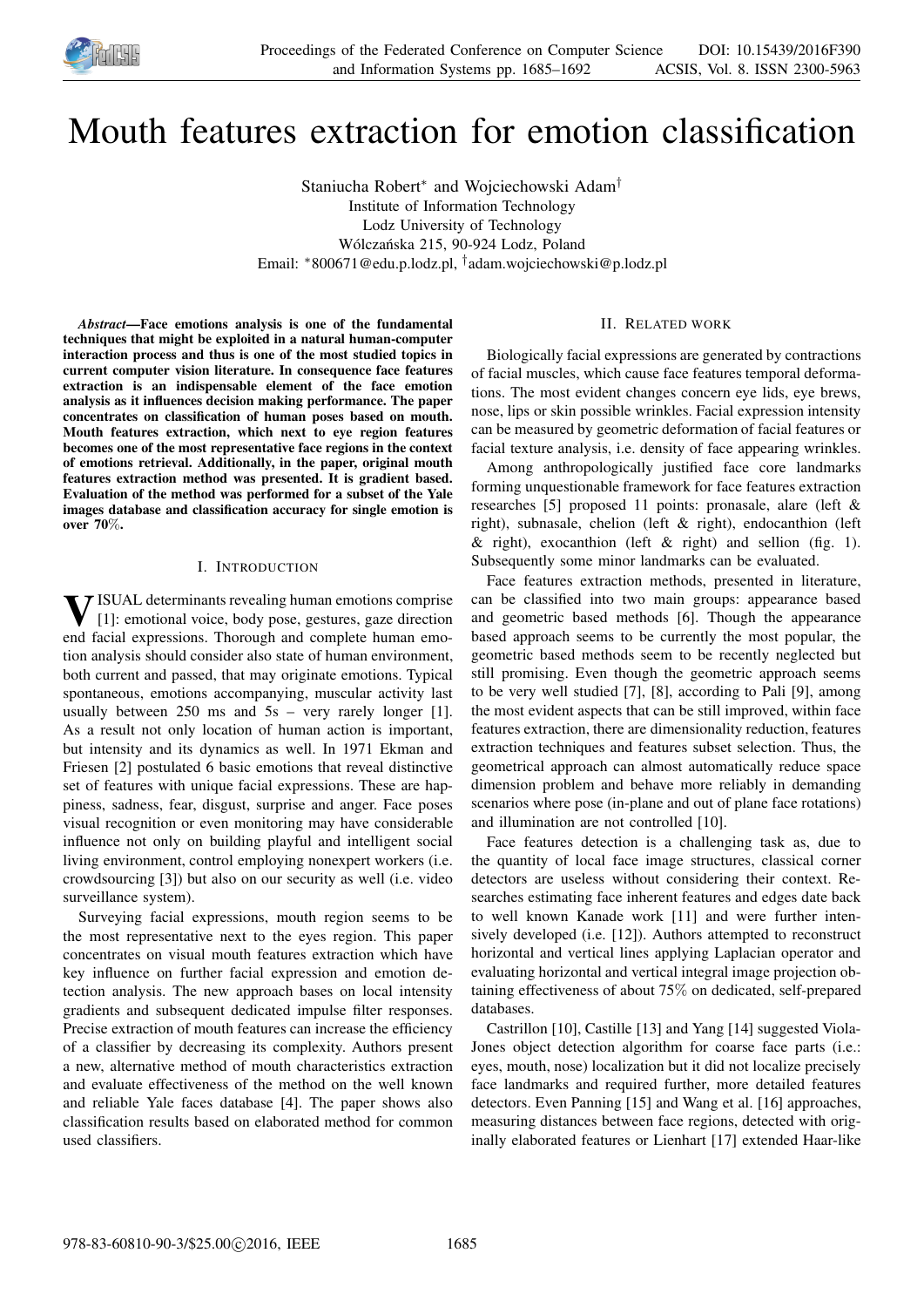# Mouth features extraction for emotion classification

Staniucha Robert[*] and Wojciechowski Adam[†]
Institute of Information Technology
Lodz University of Technology
Wólczańska 215, 90-924 Lodz, Poland
Email: [*]800671@edu.p.lodz.pl, [†]adam.wojciechowski@p.lodz.pl

***Abstract*—Face emotions analysis is one of the fundamental techniques that might be exploited in a natural human-computer interaction process and thus is one of the most studied topics in current computer vision literature. In consequence face features extraction is an indispensable element of the face emotion analysis as it influences decision making performance. The paper concentrates on classification of human poses based on mouth. Mouth features extraction, which next to eye region features becomes one of the most representative face regions in the context of emotions retrieval. Additionally, in the paper, original mouth features extraction method was presented. It is gradient based. Evaluation of the method was performed for a subset of the Yale images database and classification accuracy for single emotion is over 70%.**

## I. Introduction

VISUAL determinants revealing human emotions comprise [1]: emotional voice, body pose, gestures, gaze direction end facial expressions. Thorough and complete human emotion analysis should consider also state of human environment, both current and passed, that may originate emotions. Typical spontaneous, emotions accompanying, muscular activity last usually between 250 ms and 5s – very rarely longer [1]. As a result not only location of human action is important, but intensity and its dynamics as well. In 1971 Ekman and Friesen [2] postulated 6 basic emotions that reveal distinctive set of features with unique facial expressions. These are happiness, sadness, fear, disgust, surprise and anger. Face poses visual recognition or even monitoring may have considerable influence not only on building playful and intelligent social living environment, control employing nonexpert workers (i.e. crowdsourcing [3]) but also on our security as well (i.e. video surveillance system).

Surveying facial expressions, mouth region seems to be the most representative next to the eyes region. This paper concentrates on visual mouth features extraction which have key influence on further facial expression and emotion detection analysis. The new approach bases on local intensity gradients and subsequent dedicated impulse filter responses. Precise extraction of mouth features can increase the efficiency of a classifier by decreasing its complexity. Authors present a new, alternative method of mouth characteristics extraction and evaluate effectiveness of the method on the well known and reliable Yale faces database [4]. The paper shows also classification results based on elaborated method for common used classifiers.

## II. Related work

Biologically facial expressions are generated by contractions of facial muscles, which cause face features temporal deformations. The most evident changes concern eye lids, eye brews, nose, lips or skin possible wrinkles. Facial expression intensity can be measured by geometric deformation of facial features or facial texture analysis, i.e. density of face appearing wrinkles.

Among anthropologically justified face core landmarks forming unquestionable framework for face features extraction researches [5] proposed 11 points: pronasale, alare (left & right), subnasale, chelion (left & right), endocanthion (left & right), exocanthion (left & right) and sellion (fig. 1). Subsequently some minor landmarks can be evaluated.

Face features extraction methods, presented in literature, can be classified into two main groups: appearance based and geometric based methods [6]. Though the appearance based approach seems to be currently the most popular, the geometric based methods seem to be recently neglected but still promising. Even though the geometric approach seems to be very well studied [7], [8], according to Pali [9], among the most evident aspects that can be still improved, within face features extraction, there are dimensionality reduction, features extraction techniques and features subset selection. Thus, the geometrical approach can almost automatically reduce space dimension problem and behave more reliably in demanding scenarios where pose (in-plane and out of plane face rotations) and illumination are not controlled [10].

Face features detection is a challenging task as, due to the quantity of local face image structures, classical corner detectors are useless without considering their context. Researches estimating face inherent features and edges date back to well known Kanade work [11] and were further intensively developed (i.e. [12]). Authors attempted to reconstruct horizontal and vertical lines applying Laplacian operator and evaluating horizontal and vertical integral image projection obtaining effectiveness of about 75% on dedicated, self-prepared databases.

Castrillon [10], Castille [13] and Yang [14] suggested Viola-Jones object detection algorithm for coarse face parts (i.e.: eyes, mouth, nose) localization but it did not localize precisely face landmarks and required further, more detailed features detectors. Even Panning [15] and Wang et al. [16] approaches, measuring distances between face regions, detected with originally elaborated features or Lienhart [17] extended Haar-like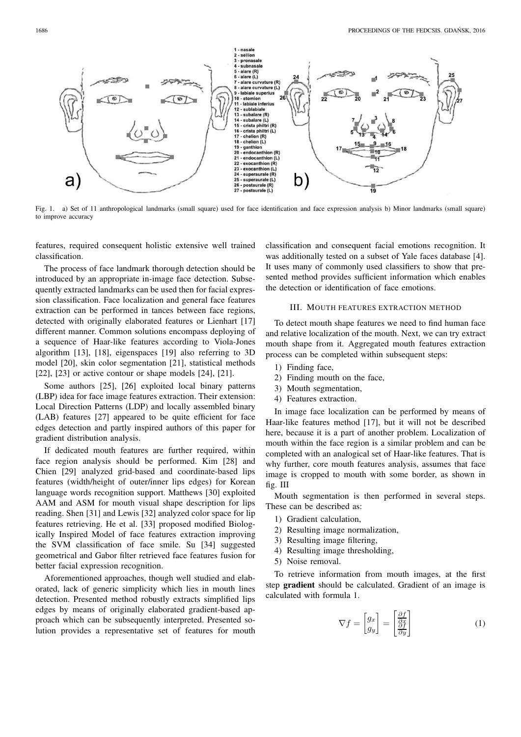1 - nasale
2 - sellion
3 - pronasale
4 - subnasale
5 - alare (R)
6 - alare (L)
7 - alare curvature (R)
8 - alare curvature (L)
9 - labiale superius
10 - stomion
11 - labiale inferius
12 - sublabiale
13 - subalare (R)
14 - subalare (L)
15 - crista philtri (R)
16 - crista philtri (L)
17 - chelion (R)
18 - chelion (L)
19 - ganthion
20 - endocanthion (R)
21 - endocanthion (L)
22 - exocanthion (R)
23 - exocanthion (L)
24 - superaurale (R)
25 - superaurale (L)
26 - postaurale (R)
27 - postaurale (L)

Fig. 1. a) Set of 11 anthropological landmarks (small square) used for face identification and face expression analysis b) Minor landmarks (small square) to improve accuracy

features, required consequent holistic extensive well trained classification.

The process of face landmark thorough detection should be introduced by an appropriate in-image face detection. Subsequently extracted landmarks can be used then for facial expression classification. Face localization and general face features extraction can be performed in tances between face regions, detected with originally elaborated features or Lienhart [17] different manner. Common solutions encompass deploying of a sequence of Haar-like features according to Viola-Jones algorithm [13], [18], eigenspaces [19] also referring to 3D model [20], skin color segmentation [21], statistical methods [22], [23] or active contour or shape models [24], [21].

Some authors [25], [26] exploited local binary patterns (LBP) idea for face image features extraction. Their extension: Local Direction Patterns (LDP) and locally assembled binary (LAB) features [27] appeared to be quite efficient for face edges detection and partly inspired authors of this paper for gradient distribution analysis.

If dedicated mouth features are further required, within face region analysis should be performed. Kim [28] and Chien [29] analyzed grid-based and coordinate-based lips features (width/height of outer/inner lips edges) for Korean language words recognition support. Matthews [30] exploited AAM and ASM for mouth visual shape description for lips reading. Shen [31] and Lewis [32] analyzed color space for lip features retrieving. He et al. [33] proposed modified Biologically Inspired Model of face features extraction improving the SVM classification of face smile. Su [34] suggested geometrical and Gabor filter retrieved face features fusion for better facial expression recognition.

Aforementioned approaches, though well studied and elaborated, lack of generic simplicity which lies in mouth lines detection. Presented method robustly extracts simplified lips edges by means of originally elaborated gradient-based approach which can be subsequently interpreted. Presented solution provides a representative set of features for mouth classification and consequent facial emotions recognition. It was additionally tested on a subset of Yale faces database [4]. It uses many of commonly used classifiers to show that presented method provides sufficient information which enables the detection or identification of face emotions.

## III. Mouth features extraction method

To detect mouth shape features we need to find human face and relative localization of the mouth. Next, we can try extract mouth shape from it. Aggregated mouth features extraction process can be completed within subsequent steps:

1) Finding face,
2) Finding mouth on the face,
3) Mouth segmentation,
4) Features extraction.

In image face localization can be performed by means of Haar-like features method [17], but it will not be described here, because it is a part of another problem. Localization of mouth within the face region is a similar problem and can be completed with an analogical set of Haar-like features. That is why further, core mouth features analysis, assumes that face image is cropped to mouth with some border, as shown in fig. III

Mouth segmentation is then performed in several steps. These can be described as:

1) Gradient calculation,
2) Resulting image normalization,
3) Resulting image filtering,
4) Resulting image thresholding,
5) Noise removal.

To retrieve information from mouth images, at the first step **gradient** should be calculated. Gradient of an image is calculated with formula 1.

$$\nabla f = \begin{bmatrix} g_x \\ g_y \end{bmatrix} = \begin{bmatrix} \frac{\partial f}{\partial x} \\ \frac{\partial f}{\partial y} \end{bmatrix} \tag{1}$$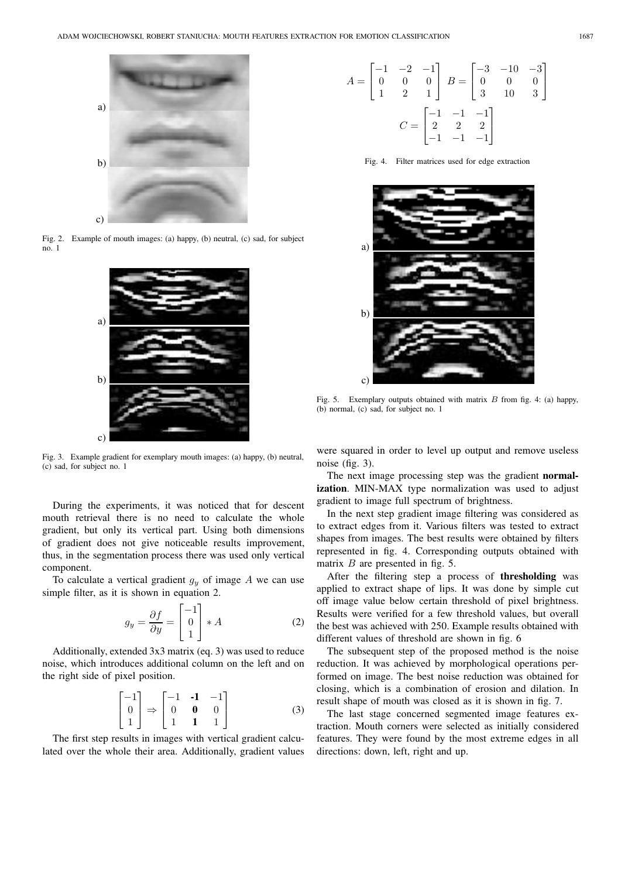Fig. 2. Example of mouth images: (a) happy, (b) neutral, (c) sad, for subject no. 1

Fig. 3. Example gradient for exemplary mouth images: (a) happy, (b) neutral, (c) sad, for subject no. 1

During the experiments, it was noticed that for descent mouth retrieval there is no need to calculate the whole gradient, but only its vertical part. Using both dimensions of gradient does not give noticeable results improvement, thus, in the segmentation process there was used only vertical component.

To calculate a vertical gradient $g_y$ of image $A$ we can use simple filter, as it is shown in equation 2.

$$g_y = \frac{\partial f}{\partial y} = \begin{bmatrix} -1 \\ 0 \\ 1 \end{bmatrix} * A \tag{2}$$

Additionally, extended 3x3 matrix (eq. 3) was used to reduce noise, which introduces additional column on the left and on the right side of pixel position.

$$\begin{bmatrix} -1 \\ 0 \\ 1 \end{bmatrix} \Rightarrow \begin{bmatrix} -1 & \mathbf{-1} & -1 \\ 0 & \mathbf{0} & 0 \\ 1 & \mathbf{1} & 1 \end{bmatrix} \tag{3}$$

The first step results in images with vertical gradient calculated over the whole their area. Additionally, gradient values were squared in order to level up output and remove useless noise (fig. 3).

$$A = \begin{bmatrix} -1 & -2 & -1 \\ 0 & 0 & 0 \\ 1 & 2 & 1 \end{bmatrix} \quad B = \begin{bmatrix} -3 & -10 & -3 \\ 0 & 0 & 0 \\ 3 & 10 & 3 \end{bmatrix}$$

$$C = \begin{bmatrix} -1 & -1 & -1 \\ 2 & 2 & 2 \\ -1 & -1 & -1 \end{bmatrix}$$

Fig. 4. Filter matrices used for edge extraction

Fig. 5. Exemplary outputs obtained with matrix $B$ from fig. 4: (a) happy, (b) normal, (c) sad, for subject no. 1

The next image processing step was the gradient **normalization**. MIN-MAX type normalization was used to adjust gradient to image full spectrum of brightness.

In the next step gradient image filtering was considered as to extract edges from it. Various filters was tested to extract shapes from images. The best results were obtained by filters represented in fig. 4. Corresponding outputs obtained with matrix $B$ are presented in fig. 5.

After the filtering step a process of **thresholding** was applied to extract shape of lips. It was done by simple cut off image value below certain threshold of pixel brightness. Results were verified for a few threshold values, but overall the best was achieved with 250. Example results obtained with different values of threshold are shown in fig. 6

The subsequent step of the proposed method is the noise reduction. It was achieved by morphological operations performed on image. The best noise reduction was obtained for closing, which is a combination of erosion and dilation. In result shape of mouth was closed as it is shown in fig. 7.

The last stage concerned segmented image features extraction. Mouth corners were selected as initially considered features. They were found by the most extreme edges in all directions: down, left, right and up.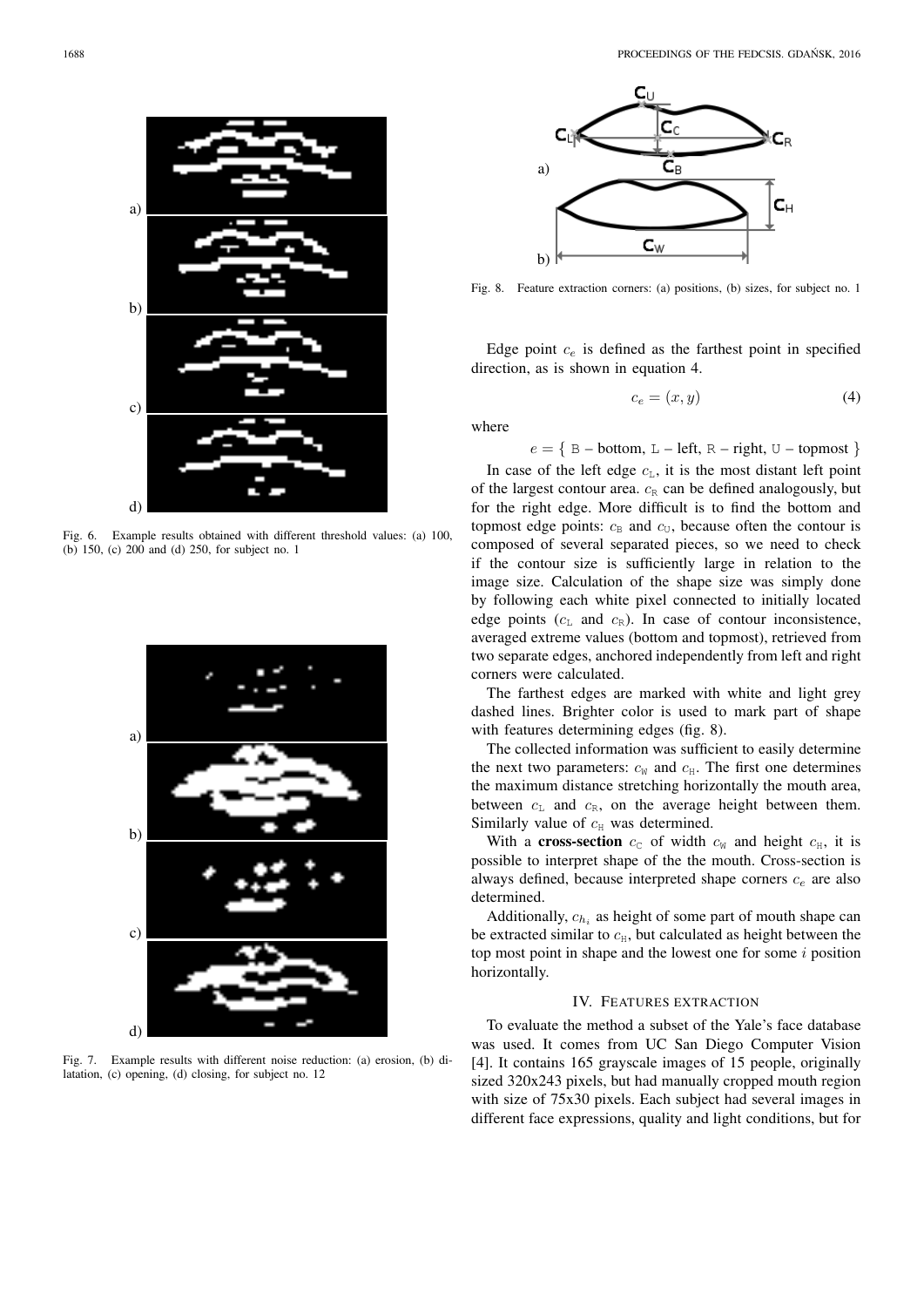Fig. 6. Example results obtained with different threshold values: (a) 100, (b) 150, (c) 200 and (d) 250, for subject no. 1

Fig. 7. Example results with different noise reduction: (a) erosion, (b) dilatation, (c) opening, (d) closing, for subject no. 12

Fig. 8. Feature extraction corners: (a) positions, (b) sizes, for subject no. 1

Edge point $c_e$ is defined as the farthest point in specified direction, as is shown in equation 4.

$$c_e = (x, y) \tag{4}$$

where

$$e = \{ \texttt{B} – \text{bottom}, \texttt{L} – \text{left}, \texttt{R} – \text{right}, \texttt{U} – \text{topmost} \}$$

In case of the left edge $c_{\text{L}}$, it is the most distant left point of the largest contour area. $c_{\text{R}}$ can be defined analogously, but for the right edge. More difficult is to find the bottom and topmost edge points: $c_{\text{B}}$ and $c_{\text{U}}$, because often the contour is composed of several separated pieces, so we need to check if the contour size is sufficiently large in relation to the image size. Calculation of the shape size was simply done by following each white pixel connected to initially located edge points ($c_{\text{L}}$ and $c_{\text{R}}$). In case of contour inconsistence, averaged extreme values (bottom and topmost), retrieved from two separate edges, anchored independently from left and right corners were calculated.

The farthest edges are marked with white and light grey dashed lines. Brighter color is used to mark part of shape with features determining edges (fig. 8).

The collected information was sufficient to easily determine the next two parameters: $c_{\text{W}}$ and $c_{\text{H}}$. The first one determines the maximum distance stretching horizontally the mouth area, between $c_{\text{L}}$ and $c_{\text{R}}$, on the average height between them. Similarly value of $c_{\text{H}}$ was determined.

With a **cross-section** $c_{\text{C}}$ of width $c_{\text{W}}$ and height $c_{\text{H}}$, it is possible to interpret shape of the the mouth. Cross-section is always defined, because interpreted shape corners $c_e$ are also determined.

Additionally, $c_{h_i}$ as height of some part of mouth shape can be extracted similar to $c_{\text{H}}$, but calculated as height between the top most point in shape and the lowest one for some $i$ position horizontally.

## IV. Features extraction

To evaluate the method a subset of the Yale's face database was used. It comes from UC San Diego Computer Vision [4]. It contains 165 grayscale images of 15 people, originally sized 320x243 pixels, but had manually cropped mouth region with size of 75x30 pixels. Each subject had several images in different face expressions, quality and light conditions, but for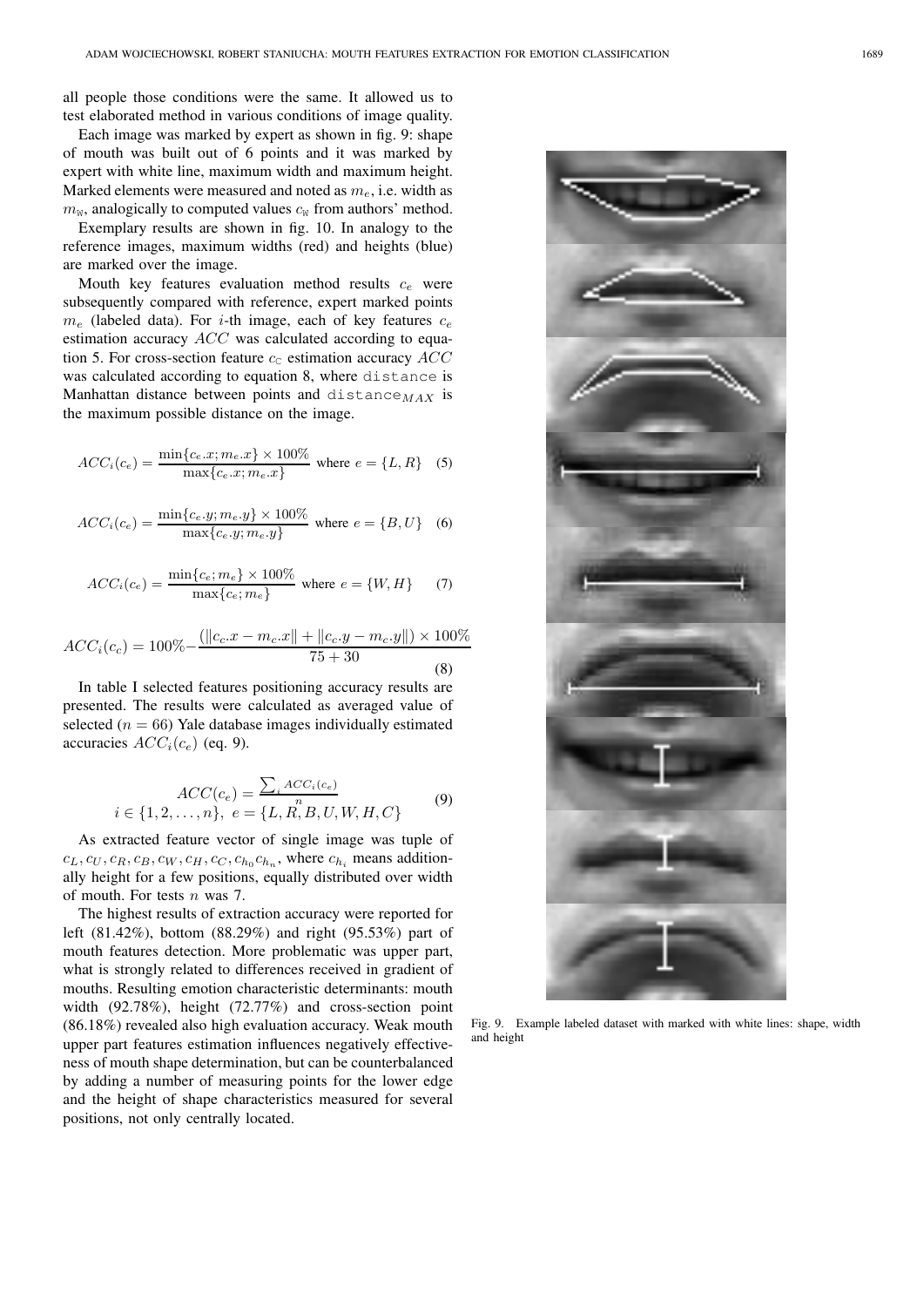all people those conditions were the same. It allowed us to test elaborated method in various conditions of image quality.

Each image was marked by expert as shown in fig. 9: shape of mouth was built out of 6 points and it was marked by expert with white line, maximum width and maximum height. Marked elements were measured and noted as $m_e$, i.e. width as $m_{\mathbb{W}}$, analogically to computed values $c_{\mathbb{W}}$ from authors' method.

Exemplary results are shown in fig. 10. In analogy to the reference images, maximum widths (red) and heights (blue) are marked over the image.

Mouth key features evaluation method results $c_e$ were subsequently compared with reference, expert marked points $m_e$ (labeled data). For $i$-th image, each of key features $c_e$ estimation accuracy $ACC$ was calculated according to equation 5. For cross-section feature $c_{\mathbb{C}}$ estimation accuracy $ACC$ was calculated according to equation 8, where distance is Manhattan distance between points and $\text{distance}_{MAX}$ is the maximum possible distance on the image.

$$ACC_i(c_e) = \frac{\min\{c_e.x; m_e.x\} \times 100\%}{\max\{c_e.x; m_e.x\}} \text{ where } e = \{L, R\} \quad (5)$$

$$ACC_i(c_e) = \frac{\min\{c_e.y; m_e.y\} \times 100\%}{\max\{c_e.y; m_e.y\}} \text{ where } e = \{B, U\} \quad (6)$$

$$ACC_i(c_e) = \frac{\min\{c_e; m_e\} \times 100\%}{\max\{c_e; m_e\}} \text{ where } e = \{W, H\} \quad (7)$$

$$ACC_i(c_c) = 100\% - \frac{(\|c_c.x - m_c.x\| + \|c_c.y - m_c.y\|) \times 100\%}{75 + 30} \quad (8)$$

In table I selected features positioning accuracy results are presented. The results were calculated as averaged value of selected ($n = 66$) Yale database images individually estimated accuracies $ACC_i(c_e)$ (eq. 9).

$$ACC(c_e) = \frac{\sum_i ACC_i(c_e)}{n}$$
$$i \in \{1, 2, \ldots, n\},\ e = \{L, R, B, U, W, H, C\} \quad (9)$$

As extracted feature vector of single image was tuple of $c_L, c_U, c_R, c_B, c_W, c_H, c_C, c_{h_0} c_{h_n}$, where $c_{h_i}$ means additionally height for a few positions, equally distributed over width of mouth. For tests $n$ was 7.

The highest results of extraction accuracy were reported for left (81.42%), bottom (88.29%) and right (95.53%) part of mouth features detection. More problematic was upper part, what is strongly related to differences received in gradient of mouths. Resulting emotion characteristic determinants: mouth width (92.78%), height (72.77%) and cross-section point (86.18%) revealed also high evaluation accuracy. Weak mouth upper part features estimation influences negatively effectiveness of mouth shape determination, but can be counterbalanced by adding a number of measuring points for the lower edge and the height of shape characteristics measured for several positions, not only centrally located.

Fig. 9. Example labeled dataset with marked with white lines: shape, width and height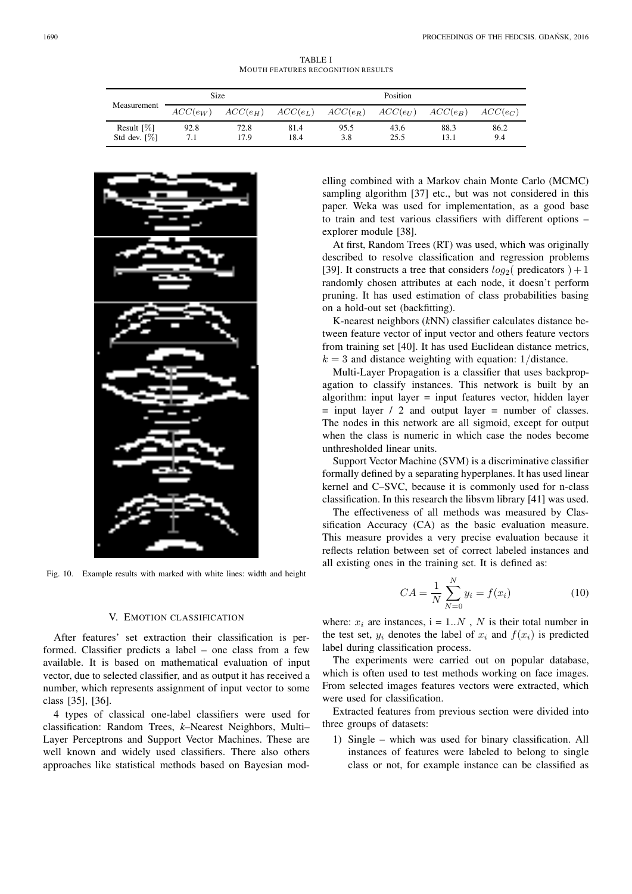TABLE I
MOUTH FEATURES RECOGNITION RESULTS

| Measurement | Size | | Position | | | | |
|---|---|---|---|---|---|---|---|
| | $ACC(e_W)$ | $ACC(e_H)$ | $ACC(e_L)$ | $ACC(e_R)$ | $ACC(e_U)$ | $ACC(e_B)$ | $ACC(e_C)$ |
| Result [%] | 92.8 | 72.8 | 81.4 | 95.5 | 43.6 | 88.3 | 86.2 |
| Std dev. [%] | 7.1 | 17.9 | 18.4 | 3.8 | 25.5 | 13.1 | 9.4 |

Fig. 10. Example results with marked with white lines: width and height

## V. Emotion classification

After features' set extraction their classification is performed. Classifier predicts a label – one class from a few available. It is based on mathematical evaluation of input vector, due to selected classifier, and as output it has received a number, which represents assignment of input vector to some class [35], [36].

4 types of classical one-label classifiers were used for classification: Random Trees, *k*–Nearest Neighbors, Multi–Layer Perceptrons and Support Vector Machines. These are well known and widely used classifiers. There also others approaches like statistical methods based on Bayesian modelling combined with a Markov chain Monte Carlo (MCMC) sampling algorithm [37] etc., but was not considered in this paper. Weka was used for implementation, as a good base to train and test various classifiers with different options – explorer module [38].

At first, Random Trees (RT) was used, which was originally described to resolve classification and regression problems [39]. It constructs a tree that considers $log_2($ predicators $)+1$ randomly chosen attributes at each node, it doesn't perform pruning. It has used estimation of class probabilities basing on a hold-out set (backfitting).

K-nearest neighbors (*k*NN) classifier calculates distance between feature vector of input vector and others feature vectors from training set [40]. It has used Euclidean distance metrics, $k = 3$ and distance weighting with equation: $1/$distance.

Multi-Layer Propagation is a classifier that uses backpropagation to classify instances. This network is built by an algorithm: input layer = input features vector, hidden layer = input layer / 2 and output layer = number of classes. The nodes in this network are all sigmoid, except for output when the class is numeric in which case the nodes become unthresholded linear units.

Support Vector Machine (SVM) is a discriminative classifier formally defined by a separating hyperplanes. It has used linear kernel and C–SVC, because it is commonly used for n-class classification. In this research the libsvm library [41] was used.

The effectiveness of all methods was measured by Classification Accuracy (CA) as the basic evaluation measure. This measure provides a very precise evaluation because it reflects relation between set of correct labeled instances and all existing ones in the training set. It is defined as:

$$CA = \frac{1}{N}\sum_{N=0}^{N} y_i = f(x_i) \tag{10}$$

where: $x_i$ are instances, i = $1..N$ , $N$ is their total number in the test set, $y_i$ denotes the label of $x_i$ and $f(x_i)$ is predicted label during classification process.

The experiments were carried out on popular database, which is often used to test methods working on face images. From selected images features vectors were extracted, which were used for classification.

Extracted features from previous section were divided into three groups of datasets:

1) Single – which was used for binary classification. All instances of features were labeled to belong to single class or not, for example instance can be classified as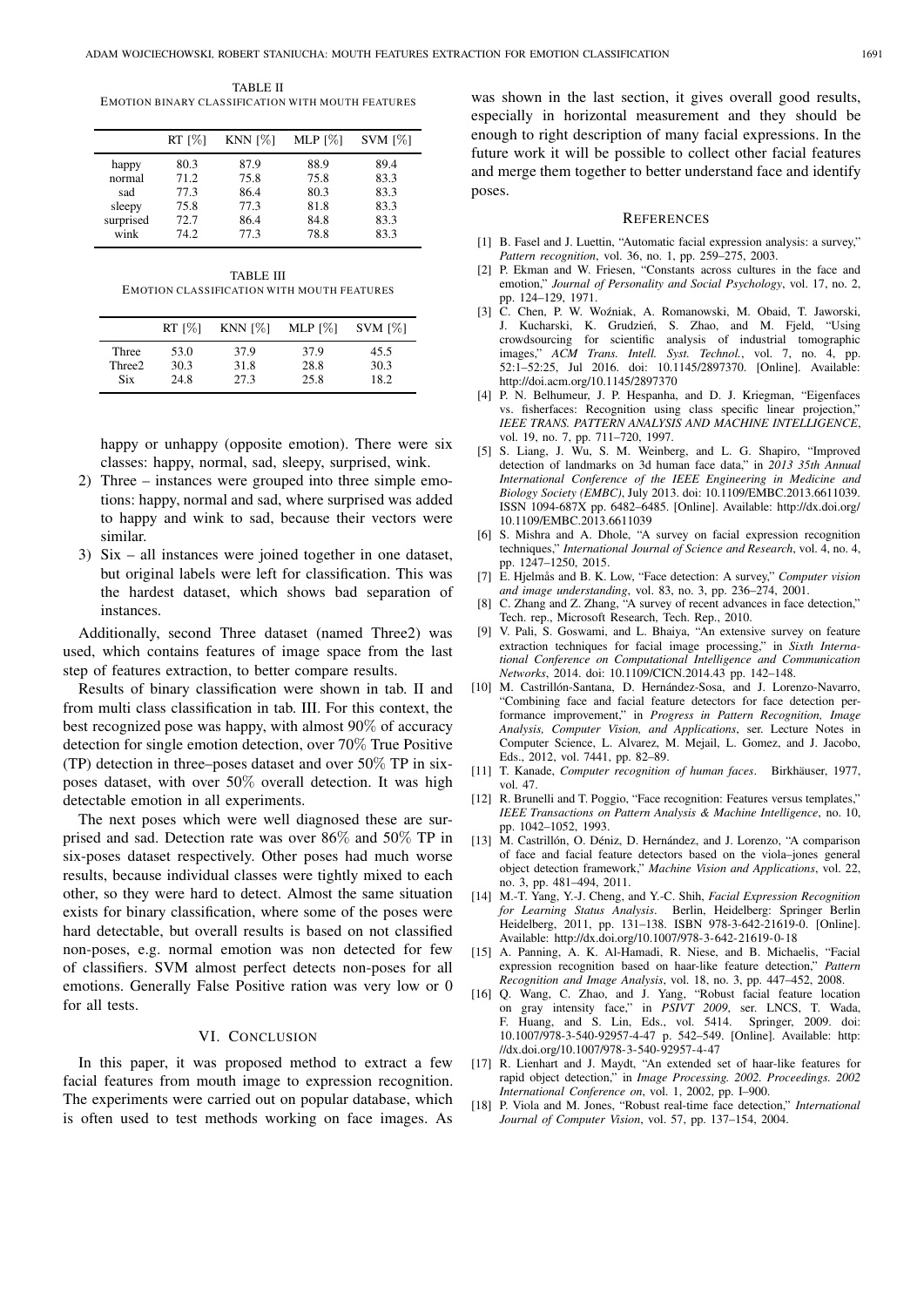TABLE II
EMOTION BINARY CLASSIFICATION WITH MOUTH FEATURES

| | RT [%] | KNN [%] | MLP [%] | SVM [%] |
|---|---|---|---|---|
| happy | 80.3 | 87.9 | 88.9 | 89.4 |
| normal | 71.2 | 75.8 | 75.8 | 83.3 |
| sad | 77.3 | 86.4 | 80.3 | 83.3 |
| sleepy | 75.8 | 77.3 | 81.8 | 83.3 |
| surprised | 72.7 | 86.4 | 84.8 | 83.3 |
| wink | 74.2 | 77.3 | 78.8 | 83.3 |

TABLE III
EMOTION CLASSIFICATION WITH MOUTH FEATURES

| | RT [%] | KNN [%] | MLP [%] | SVM [%] |
|---|---|---|---|---|
| Three | 53.0 | 37.9 | 37.9 | 45.5 |
| Three2 | 30.3 | 31.8 | 28.8 | 30.3 |
| Six | 24.8 | 27.3 | 25.8 | 18.2 |

happy or unhappy (opposite emotion). There were six classes: happy, normal, sad, sleepy, surprised, wink.

2) Three – instances were grouped into three simple emotions: happy, normal and sad, where surprised was added to happy and wink to sad, because their vectors were similar.
3) Six – all instances were joined together in one dataset, but original labels were left for classification. This was the hardest dataset, which shows bad separation of instances.

Additionally, second Three dataset (named Three2) was used, which contains features of image space from the last step of features extraction, to better compare results.

Results of binary classification were shown in tab. II and from multi class classification in tab. III. For this context, the best recognized pose was happy, with almost 90% of accuracy detection for single emotion detection, over 70% True Positive (TP) detection in three–poses dataset and over 50% TP in six-poses dataset, with over 50% overall detection. It was high detectable emotion in all experiments.

The next poses which were well diagnosed these are surprised and sad. Detection rate was over 86% and 50% TP in six-poses dataset respectively. Other poses had much worse results, because individual classes were tightly mixed to each other, so they were hard to detect. Almost the same situation exists for binary classification, where some of the poses were hard detectable, but overall results is based on not classified non-poses, e.g. normal emotion was non detected for few of classifiers. SVM almost perfect detects non-poses for all emotions. Generally False Positive ration was very low or 0 for all tests.

## VI. CONCLUSION

In this paper, it was proposed method to extract a few facial features from mouth image to expression recognition. The experiments were carried out on popular database, which is often used to test methods working on face images. As was shown in the last section, it gives overall good results, especially in horizontal measurement and they should be enough to right description of many facial expressions. In the future work it will be possible to collect other facial features and merge them together to better understand face and identify poses.

## REFERENCES

[1] B. Fasel and J. Luettin, "Automatic facial expression analysis: a survey," *Pattern recognition*, vol. 36, no. 1, pp. 259–275, 2003.

[2] P. Ekman and W. Friesen, "Constants across cultures in the face and emotion," *Journal of Personality and Social Psychology*, vol. 17, no. 2, pp. 124–129, 1971.

[3] C. Chen, P. W. Woźniak, A. Romanowski, M. Obaid, T. Jaworski, J. Kucharski, K. Grudzień, S. Zhao, and M. Fjeld, "Using crowdsourcing for scientific analysis of industrial tomographic images," *ACM Trans. Intell. Syst. Technol.*, vol. 7, no. 4, pp. 52:1–52:25, Jul 2016. doi: 10.1145/2897370. [Online]. Available: http://doi.acm.org/10.1145/2897370

[4] P. N. Belhumeur, J. P. Hespanha, and D. J. Kriegman, "Eigenfaces vs. fisherfaces: Recognition using class specific linear projection," *IEEE TRANS. PATTERN ANALYSIS AND MACHINE INTELLIGENCE*, vol. 19, no. 7, pp. 711–720, 1997.

[5] S. Liang, J. Wu, S. M. Weinberg, and L. G. Shapiro, "Improved detection of landmarks on 3d human face data," in *2013 35th Annual International Conference of the IEEE Engineering in Medicine and Biology Society (EMBC)*, July 2013. doi: 10.1109/EMBC.2013.6611039. ISSN 1094-687X pp. 6482–6485. [Online]. Available: http://dx.doi.org/10.1109/EMBC.2013.6611039

[6] S. Mishra and A. Dhole, "A survey on facial expression recognition techniques," *International Journal of Science and Research*, vol. 4, no. 4, pp. 1247–1250, 2015.

[7] E. Hjelmås and B. K. Low, "Face detection: A survey," *Computer vision and image understanding*, vol. 83, no. 3, pp. 236–274, 2001.

[8] C. Zhang and Z. Zhang, "A survey of recent advances in face detection," Tech. rep., Microsoft Research, Tech. Rep., 2010.

[9] V. Pali, S. Goswami, and L. Bhaiya, "An extensive survey on feature extraction techniques for facial image processing," in *Sixth International Conference on Computational Intelligence and Communication Networks*, 2014. doi: 10.1109/CICN.2014.43 pp. 142–148.

[10] M. Castrillón-Santana, D. Hernández-Sosa, and J. Lorenzo-Navarro, "Combining face and facial feature detectors for face detection performance improvement," in *Progress in Pattern Recognition, Image Analysis, Computer Vision, and Applications*, ser. Lecture Notes in Computer Science, L. Alvarez, M. Mejail, L. Gomez, and J. Jacobo, Eds., 2012, vol. 7441, pp. 82–89.

[11] T. Kanade, *Computer recognition of human faces*. Birkhäuser, 1977, vol. 47.

[12] R. Brunelli and T. Poggio, "Face recognition: Features versus templates," *IEEE Transactions on Pattern Analysis & Machine Intelligence*, no. 10, pp. 1042–1052, 1993.

[13] M. Castrillón, O. Déniz, D. Hernández, and J. Lorenzo, "A comparison of face and facial feature detectors based on the viola–jones general object detection framework," *Machine Vision and Applications*, vol. 22, no. 3, pp. 481–494, 2011.

[14] M.-T. Yang, Y.-J. Cheng, and Y.-C. Shih, *Facial Expression Recognition for Learning Status Analysis*. Berlin, Heidelberg: Springer Berlin Heidelberg, 2011, pp. 131–138. ISBN 978-3-642-21619-0. [Online]. Available: http://dx.doi.org/10.1007/978-3-642-21619-0-18

[15] A. Panning, A. K. Al-Hamadi, R. Niese, and B. Michaelis, "Facial expression recognition based on haar-like feature detection," *Pattern Recognition and Image Analysis*, vol. 18, no. 3, pp. 447–452, 2008.

[16] Q. Wang, C. Zhao, and J. Yang, "Robust facial feature location on gray intensity face," in *PSIVT 2009*, ser. LNCS, T. Wada, F. Huang, and S. Lin, Eds., vol. 5414. Springer, 2009. doi: 10.1007/978-3-540-92957-4-47 p. 542–549. [Online]. Available: http://dx.doi.org/10.1007/978-3-540-92957-4-47

[17] R. Lienhart and J. Maydt, "An extended set of haar-like features for rapid object detection," in *Image Processing. 2002. Proceedings. 2002 International Conference on*, vol. 1, 2002, pp. I–900.

[18] P. Viola and M. Jones, "Robust real-time face detection," *International Journal of Computer Vision*, vol. 57, pp. 137–154, 2004.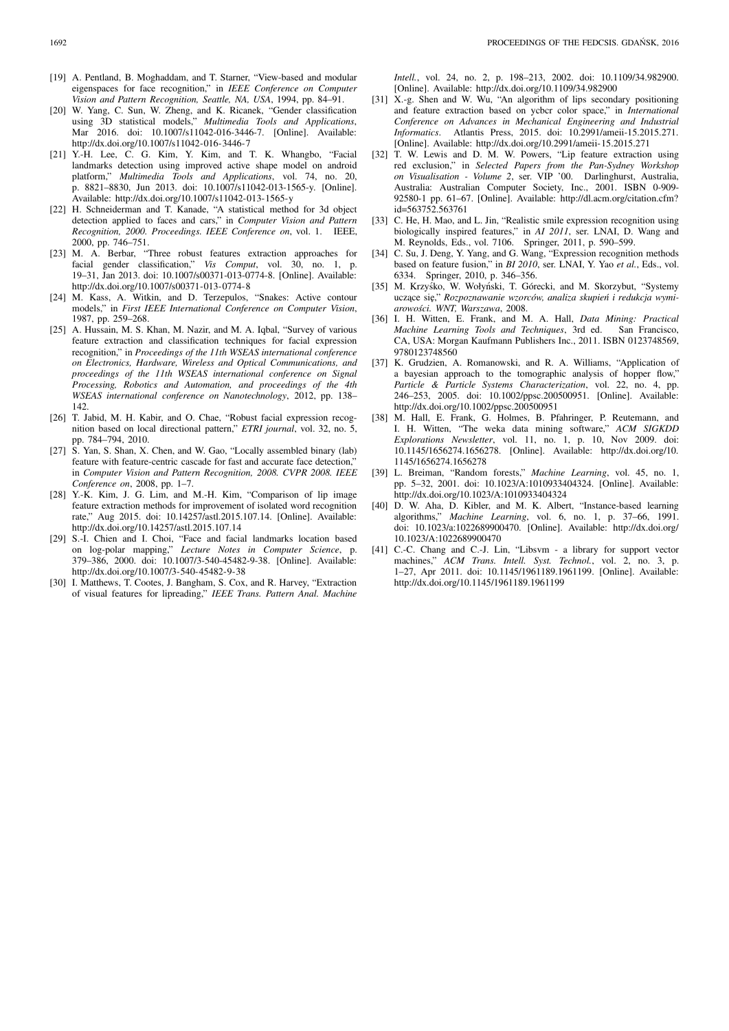[19] A. Pentland, B. Moghaddam, and T. Starner, "View-based and modular eigenspaces for face recognition," in *IEEE Conference on Computer Vision and Pattern Recognition, Seattle, NA, USA*, 1994, pp. 84–91.

[20] W. Yang, C. Sun, W. Zheng, and K. Ricanek, "Gender classification using 3D statistical models," *Multimedia Tools and Applications*, Mar 2016. doi: 10.1007/s11042-016-3446-7. [Online]. Available: http://dx.doi.org/10.1007/s11042-016-3446-7

[21] Y.-H. Lee, C. G. Kim, Y. Kim, and T. K. Whangbo, "Facial landmarks detection using improved active shape model on android platform," *Multimedia Tools and Applications*, vol. 74, no. 20, p. 8821–8830, Jun 2013. doi: 10.1007/s11042-013-1565-y. [Online]. Available: http://dx.doi.org/10.1007/s11042-013-1565-y

[22] H. Schneiderman and T. Kanade, "A statistical method for 3d object detection applied to faces and cars," in *Computer Vision and Pattern Recognition, 2000. Proceedings. IEEE Conference on*, vol. 1. IEEE, 2000, pp. 746–751.

[23] M. A. Berbar, "Three robust features extraction approaches for facial gender classification," *Vis Comput*, vol. 30, no. 1, p. 19–31, Jan 2013. doi: 10.1007/s00371-013-0774-8. [Online]. Available: http://dx.doi.org/10.1007/s00371-013-0774-8

[24] M. Kass, A. Witkin, and D. Terzepulos, "Snakes: Active contour models," in *First IEEE International Conference on Computer Vision*, 1987, pp. 259–268.

[25] A. Hussain, M. S. Khan, M. Nazir, and M. A. Iqbal, "Survey of various feature extraction and classification techniques for facial expression recognition," in *Proceedings of the 11th WSEAS international conference on Electronics, Hardware, Wireless and Optical Communications, and proceedings of the 11th WSEAS international conference on Signal Processing, Robotics and Automation, and proceedings of the 4th WSEAS international conference on Nanotechnology*, 2012, pp. 138–142.

[26] T. Jabid, M. H. Kabir, and O. Chae, "Robust facial expression recognition based on local directional pattern," *ETRI journal*, vol. 32, no. 5, pp. 784–794, 2010.

[27] S. Yan, S. Shan, X. Chen, and W. Gao, "Locally assembled binary (lab) feature with feature-centric cascade for fast and accurate face detection," in *Computer Vision and Pattern Recognition, 2008. CVPR 2008. IEEE Conference on*, 2008, pp. 1–7.

[28] Y.-K. Kim, J. G. Lim, and M.-H. Kim, "Comparison of lip image feature extraction methods for improvement of isolated word recognition rate," Aug 2015. doi: 10.14257/astl.2015.107.14. [Online]. Available: http://dx.doi.org/10.14257/astl.2015.107.14

[29] S.-I. Chien and I. Choi, "Face and facial landmarks location based on log-polar mapping," *Lecture Notes in Computer Science*, p. 379–386, 2000. doi: 10.1007/3-540-45482-9-38. [Online]. Available: http://dx.doi.org/10.1007/3-540-45482-9-38

[30] I. Matthews, T. Cootes, J. Bangham, S. Cox, and R. Harvey, "Extraction of visual features for lipreading," *IEEE Trans. Pattern Anal. Machine Intell.*, vol. 24, no. 2, p. 198–213, 2002. doi: 10.1109/34.982900. [Online]. Available: http://dx.doi.org/10.1109/34.982900

[31] X.-g. Shen and W. Wu, "An algorithm of lips secondary positioning and feature extraction based on ycbcr color space," in *International Conference on Advances in Mechanical Engineering and Industrial Informatics*. Atlantis Press, 2015. doi: 10.2991/ameii-15.2015.271. [Online]. Available: http://dx.doi.org/10.2991/ameii-15.2015.271

[32] T. W. Lewis and D. M. W. Powers, "Lip feature extraction using red exclusion," in *Selected Papers from the Pan-Sydney Workshop on Visualisation - Volume 2*, ser. VIP '00. Darlinghurst, Australia, Australia: Australian Computer Society, Inc., 2001. ISBN 0-909-92580-1 pp. 61–67. [Online]. Available: http://dl.acm.org/citation.cfm?id=563752.563761

[33] C. He, H. Mao, and L. Jin, "Realistic smile expression recognition using biologically inspired features," in *AI 2011*, ser. LNAI, D. Wang and M. Reynolds, Eds., vol. 7106. Springer, 2011, p. 590–599.

[34] C. Su, J. Deng, Y. Yang, and G. Wang, "Expression recognition methods based on feature fusion," in *BI 2010*, ser. LNAI, Y. Yao *et al.*, Eds., vol. 6334. Springer, 2010, p. 346–356.

[35] M. Krzyśko, W. Wołyński, T. Górecki, and M. Skorzybut, "Systemy uczące się," *Rozpoznawanie wzorców, analiza skupień i redukcja wymiarowości. WNT, Warszawa*, 2008.

[36] I. H. Witten, E. Frank, and M. A. Hall, *Data Mining: Practical Machine Learning Tools and Techniques*, 3rd ed. San Francisco, CA, USA: Morgan Kaufmann Publishers Inc., 2011. ISBN 0123748569, 9780123748560

[37] K. Grudzien, A. Romanowski, and R. A. Williams, "Application of a bayesian approach to the tomographic analysis of hopper flow," *Particle & Particle Systems Characterization*, vol. 22, no. 4, pp. 246–253, 2005. doi: 10.1002/ppsc.200500951. [Online]. Available: http://dx.doi.org/10.1002/ppsc.200500951

[38] M. Hall, E. Frank, G. Holmes, B. Pfahringer, P. Reutemann, and I. H. Witten, "The weka data mining software," *ACM SIGKDD Explorations Newsletter*, vol. 11, no. 1, p. 10, Nov 2009. doi: 10.1145/1656274.1656278. [Online]. Available: http://dx.doi.org/10.1145/1656274.1656278

[39] L. Breiman, "Random forests," *Machine Learning*, vol. 45, no. 1, pp. 5–32, 2001. doi: 10.1023/A:1010933404324. [Online]. Available: http://dx.doi.org/10.1023/A:1010933404324

[40] D. W. Aha, D. Kibler, and M. K. Albert, "Instance-based learning algorithms," *Machine Learning*, vol. 6, no. 1, p. 37–66, 1991. doi: 10.1023/a:1022689900470. [Online]. Available: http://dx.doi.org/10.1023/A:1022689900470

[41] C.-C. Chang and C.-J. Lin, "Libsvm - a library for support vector machines," *ACM Trans. Intell. Syst. Technol.*, vol. 2, no. 3, p. 1–27, Apr 2011. doi: 10.1145/1961189.1961199. [Online]. Available: http://dx.doi.org/10.1145/1961189.1961199